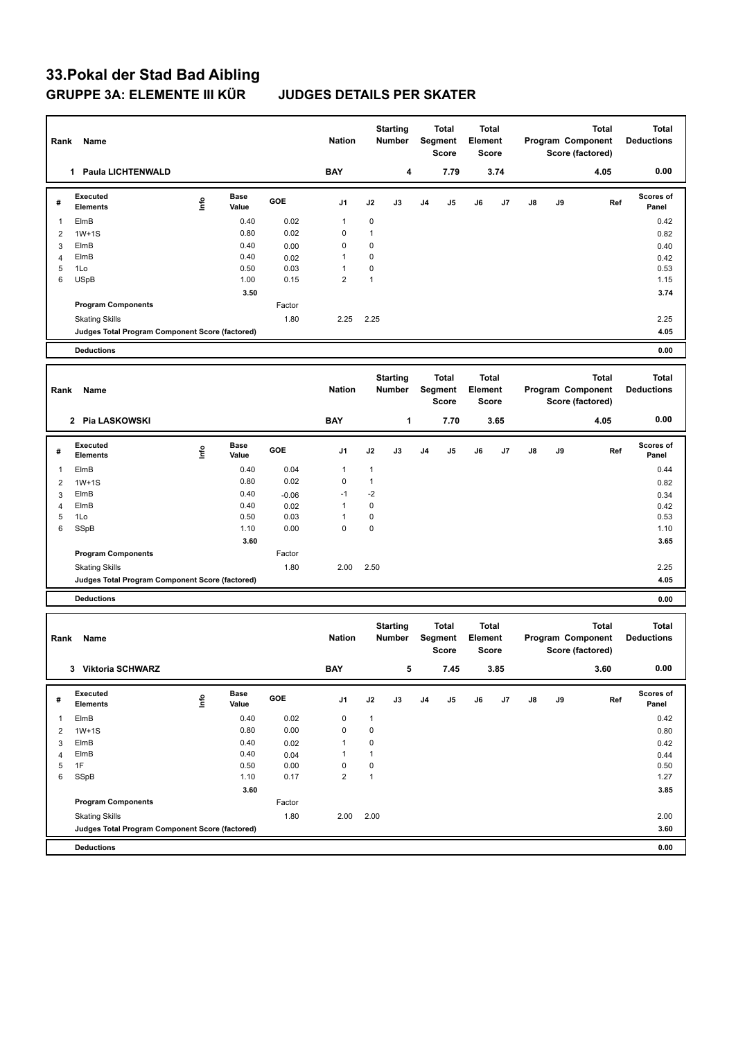# 33.Pokal der Stad Bad Aibling

## GRUPPE 3A: ELEMENTE III KÜR JUDGES DETAILS PER SKATER

| Rank | Name | Nation | Starting Number | Total Segment Score | Total Element Score | Total Program Component Score (factored) | Total Deductions |
|---|---|---|---|---|---|---|---|
| 1 | Paula LICHTENWALD | BAY | 4 | 7.79 | 3.74 | 4.05 | 0.00 |

| # | Executed Elements | Info | Base Value | GOE | J1 | J2 | J3 | J4 | J5 | J6 | J7 | J8 | J9 | Ref | Scores of Panel |
|---|---|---|---|---|---|---|---|---|---|---|---|---|---|---|---|
| 1 | ElmB | | 0.40 | 0.02 | 1 | 0 | | | | | | | | | 0.42 |
| 2 | 1W+1S | | 0.80 | 0.02 | 0 | 1 | | | | | | | | | 0.82 |
| 3 | ElmB | | 0.40 | 0.00 | 0 | 0 | | | | | | | | | 0.40 |
| 4 | ElmB | | 0.40 | 0.02 | 1 | 0 | | | | | | | | | 0.42 |
| 5 | 1Lo | | 0.50 | 0.03 | 1 | 0 | | | | | | | | | 0.53 |
| 6 | USpB | | 1.00 | 0.15 | 2 | 1 | | | | | | | | | 1.15 |
| | | | 3.50 | | | | | | | | | | | | 3.74 |
| | Program Components | | | Factor | | | | | | | | | | | |
| | Skating Skills | | | 1.80 | 2.25 | 2.25 | | | | | | | | | 2.25 |
| | Judges Total Program Component Score (factored) | | | | | | | | | | | | | | 4.05 |
| | Deductions | | | | | | | | | | | | | | 0.00 |

| Rank | Name | Nation | Starting Number | Total Segment Score | Total Element Score | Total Program Component Score (factored) | Total Deductions |
|---|---|---|---|---|---|---|---|
| 2 | Pia LASKOWSKI | BAY | 1 | 7.70 | 3.65 | 4.05 | 0.00 |

| # | Executed Elements | Info | Base Value | GOE | J1 | J2 | J3 | J4 | J5 | J6 | J7 | J8 | J9 | Ref | Scores of Panel |
|---|---|---|---|---|---|---|---|---|---|---|---|---|---|---|---|
| 1 | ElmB | | 0.40 | 0.04 | 1 | 1 | | | | | | | | | 0.44 |
| 2 | 1W+1S | | 0.80 | 0.02 | 0 | 1 | | | | | | | | | 0.82 |
| 3 | ElmB | | 0.40 | -0.06 | -1 | -2 | | | | | | | | | 0.34 |
| 4 | ElmB | | 0.40 | 0.02 | 1 | 0 | | | | | | | | | 0.42 |
| 5 | 1Lo | | 0.50 | 0.03 | 1 | 0 | | | | | | | | | 0.53 |
| 6 | SSpB | | 1.10 | 0.00 | 0 | 0 | | | | | | | | | 1.10 |
| | | | 3.60 | | | | | | | | | | | | 3.65 |
| | Program Components | | | Factor | | | | | | | | | | | |
| | Skating Skills | | | 1.80 | 2.00 | 2.50 | | | | | | | | | 2.25 |
| | Judges Total Program Component Score (factored) | | | | | | | | | | | | | | 4.05 |
| | Deductions | | | | | | | | | | | | | | 0.00 |

| Rank | Name | Nation | Starting Number | Total Segment Score | Total Element Score | Total Program Component Score (factored) | Total Deductions |
|---|---|---|---|---|---|---|---|
| 3 | Viktoria SCHWARZ | BAY | 5 | 7.45 | 3.85 | 3.60 | 0.00 |

| # | Executed Elements | Info | Base Value | GOE | J1 | J2 | J3 | J4 | J5 | J6 | J7 | J8 | J9 | Ref | Scores of Panel |
|---|---|---|---|---|---|---|---|---|---|---|---|---|---|---|---|
| 1 | ElmB | | 0.40 | 0.02 | 0 | 1 | | | | | | | | | 0.42 |
| 2 | 1W+1S | | 0.80 | 0.00 | 0 | 0 | | | | | | | | | 0.80 |
| 3 | ElmB | | 0.40 | 0.02 | 1 | 0 | | | | | | | | | 0.42 |
| 4 | ElmB | | 0.40 | 0.04 | 1 | 1 | | | | | | | | | 0.44 |
| 5 | 1F | | 0.50 | 0.00 | 0 | 0 | | | | | | | | | 0.50 |
| 6 | SSpB | | 1.10 | 0.17 | 2 | 1 | | | | | | | | | 1.27 |
| | | | 3.60 | | | | | | | | | | | | 3.85 |
| | Program Components | | | Factor | | | | | | | | | | | |
| | Skating Skills | | | 1.80 | 2.00 | 2.00 | | | | | | | | | 2.00 |
| | Judges Total Program Component Score (factored) | | | | | | | | | | | | | | 3.60 |
| | Deductions | | | | | | | | | | | | | | 0.00 |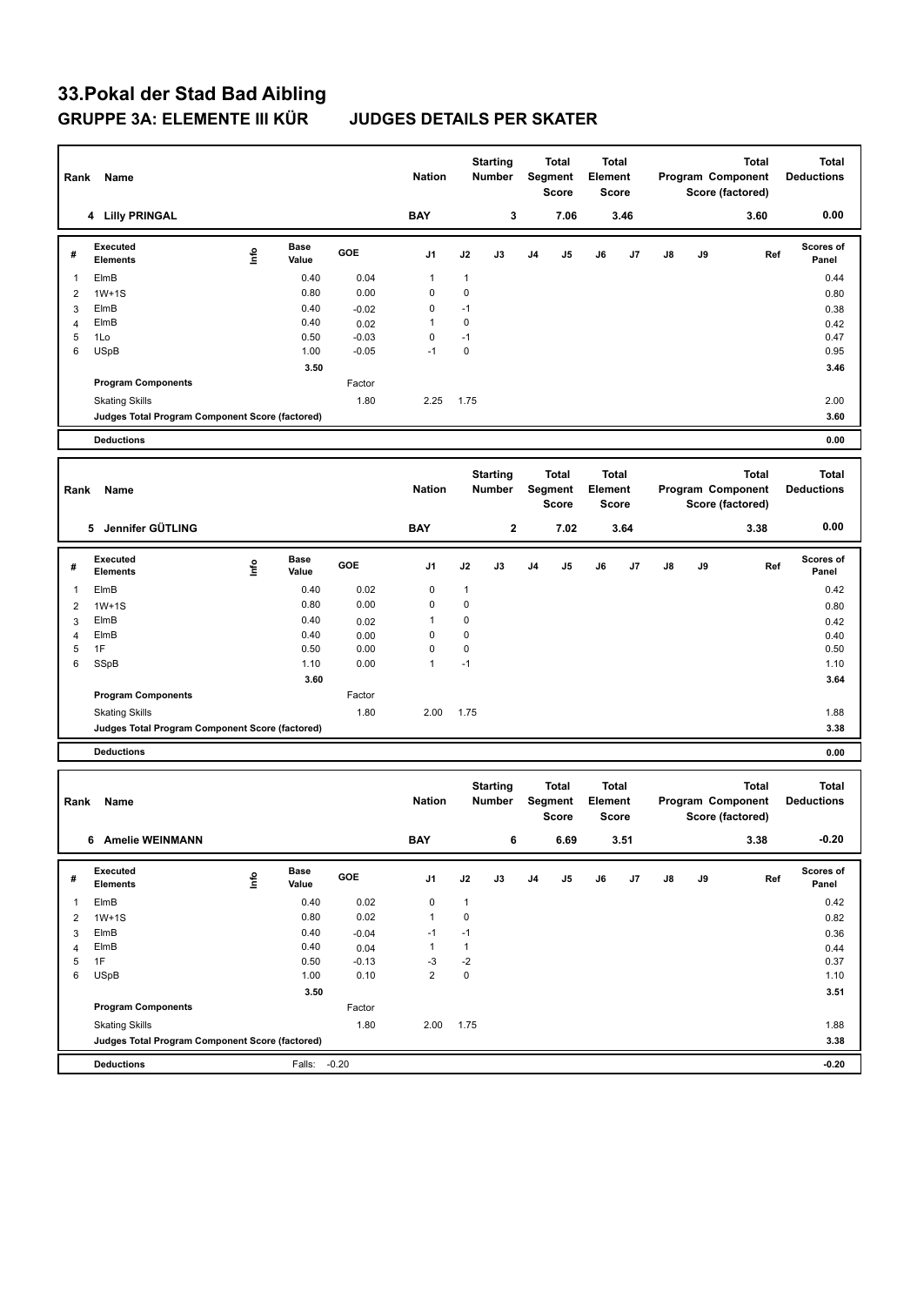# 33.Pokal der Stad Bad Aibling

## GRUPPE 3A: ELEMENTE III KÜR JUDGES DETAILS PER SKATER

| Rank | Name | Nation | Starting Number | Total Segment Score | Total Element Score | Total Program Component Score (factored) | Total Deductions |
|---|---|---|---|---|---|---|---|
| 4 | Lilly PRINGAL | BAY | 3 | 7.06 | 3.46 | 3.60 | 0.00 |

| # | Executed Elements | Info | Base Value | GOE | J1 | J2 | J3 | J4 | J5 | J6 | J7 | J8 | J9 | Ref | Scores of Panel |
|---|---|---|---|---|---|---|---|---|---|---|---|---|---|---|---|
| 1 | ElmB | | 0.40 | 0.04 | 1 | 1 | | | | | | | | | 0.44 |
| 2 | 1W+1S | | 0.80 | 0.00 | 0 | 0 | | | | | | | | | 0.80 |
| 3 | ElmB | | 0.40 | -0.02 | 0 | -1 | | | | | | | | | 0.38 |
| 4 | ElmB | | 0.40 | 0.02 | 1 | 0 | | | | | | | | | 0.42 |
| 5 | 1Lo | | 0.50 | -0.03 | 0 | -1 | | | | | | | | | 0.47 |
| 6 | USpB | | 1.00 | -0.05 | -1 | 0 | | | | | | | | | 0.95 |
| | | | 3.50 | | | | | | | | | | | | 3.46 |
| | Program Components | | | Factor | | | | | | | | | | | |
| | Skating Skills | | | 1.80 | 2.25 | 1.75 | | | | | | | | | 2.00 |
| | Judges Total Program Component Score (factored) | | | | | | | | | | | | | | 3.60 |
| | Deductions | | | | | | | | | | | | | | 0.00 |

| Rank | Name | Nation | Starting Number | Total Segment Score | Total Element Score | Total Program Component Score (factored) | Total Deductions |
|---|---|---|---|---|---|---|---|
| 5 | Jennifer GÜTLING | BAY | 2 | 7.02 | 3.64 | 3.38 | 0.00 |

| # | Executed Elements | Info | Base Value | GOE | J1 | J2 | J3 | J4 | J5 | J6 | J7 | J8 | J9 | Ref | Scores of Panel |
|---|---|---|---|---|---|---|---|---|---|---|---|---|---|---|---|
| 1 | ElmB | | 0.40 | 0.02 | 0 | 1 | | | | | | | | | 0.42 |
| 2 | 1W+1S | | 0.80 | 0.00 | 0 | 0 | | | | | | | | | 0.80 |
| 3 | ElmB | | 0.40 | 0.02 | 1 | 0 | | | | | | | | | 0.42 |
| 4 | ElmB | | 0.40 | 0.00 | 0 | 0 | | | | | | | | | 0.40 |
| 5 | 1F | | 0.50 | 0.00 | 0 | 0 | | | | | | | | | 0.50 |
| 6 | SSpB | | 1.10 | 0.00 | 1 | -1 | | | | | | | | | 1.10 |
| | | | 3.60 | | | | | | | | | | | | 3.64 |
| | Program Components | | | Factor | | | | | | | | | | | |
| | Skating Skills | | | 1.80 | 2.00 | 1.75 | | | | | | | | | 1.88 |
| | Judges Total Program Component Score (factored) | | | | | | | | | | | | | | 3.38 |
| | Deductions | | | | | | | | | | | | | | 0.00 |

| Rank | Name | Nation | Starting Number | Total Segment Score | Total Element Score | Total Program Component Score (factored) | Total Deductions |
|---|---|---|---|---|---|---|---|
| 6 | Amelie WEINMANN | BAY | 6 | 6.69 | 3.51 | 3.38 | -0.20 |

| # | Executed Elements | Info | Base Value | GOE | J1 | J2 | J3 | J4 | J5 | J6 | J7 | J8 | J9 | Ref | Scores of Panel |
|---|---|---|---|---|---|---|---|---|---|---|---|---|---|---|---|
| 1 | ElmB | | 0.40 | 0.02 | 0 | 1 | | | | | | | | | 0.42 |
| 2 | 1W+1S | | 0.80 | 0.02 | 1 | 0 | | | | | | | | | 0.82 |
| 3 | ElmB | | 0.40 | -0.04 | -1 | -1 | | | | | | | | | 0.36 |
| 4 | ElmB | | 0.40 | 0.04 | 1 | 1 | | | | | | | | | 0.44 |
| 5 | 1F | | 0.50 | -0.13 | -3 | -2 | | | | | | | | | 0.37 |
| 6 | USpB | | 1.00 | 0.10 | 2 | 0 | | | | | | | | | 1.10 |
| | | | 3.50 | | | | | | | | | | | | 3.51 |
| | Program Components | | | Factor | | | | | | | | | | | |
| | Skating Skills | | | 1.80 | 2.00 | 1.75 | | | | | | | | | 1.88 |
| | Judges Total Program Component Score (factored) | | | | | | | | | | | | | | 3.38 |
| | Deductions | | Falls: | -0.20 | | | | | | | | | | | -0.20 |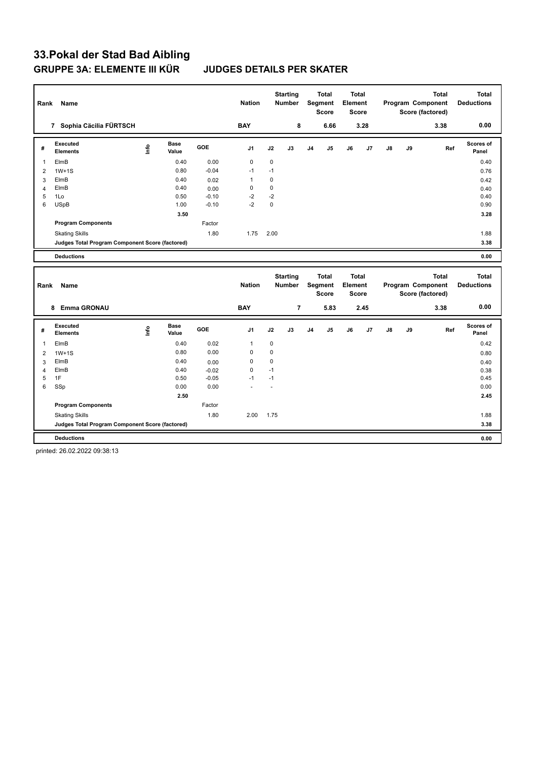# 33.Pokal der Stad Bad Aibling

## GRUPPE 3A: ELEMENTE III KÜR JUDGES DETAILS PER SKATER

| Rank | Name | Nation | Starting Number | Total Segment Score | Total Element Score | Total Program Component Score (factored) | Total Deductions |
|---|---|---|---|---|---|---|---|
| 7 | Sophia Cäcilia FÜRTSCH | BAY | 8 | 6.66 | 3.28 | 3.38 | 0.00 |

| # | Executed Elements | Info | Base Value | GOE | J1 | J2 | J3 | J4 | J5 | J6 | J7 | J8 | J9 | Ref | Scores of Panel |
|---|---|---|---|---|---|---|---|---|---|---|---|---|---|---|---|
| 1 | ElmB | | 0.40 | 0.00 | 0 | 0 | | | | | | | | | 0.40 |
| 2 | 1W+1S | | 0.80 | -0.04 | -1 | -1 | | | | | | | | | 0.76 |
| 3 | ElmB | | 0.40 | 0.02 | 1 | 0 | | | | | | | | | 0.42 |
| 4 | ElmB | | 0.40 | 0.00 | 0 | 0 | | | | | | | | | 0.40 |
| 5 | 1Lo | | 0.50 | -0.10 | -2 | -2 | | | | | | | | | 0.40 |
| 6 | USpB | | 1.00 | -0.10 | -2 | 0 | | | | | | | | | 0.90 |
| | | | 3.50 | | | | | | | | | | | | 3.28 |
| | **Program Components** | | | Factor | | | | | | | | | | | |
| | Skating Skills | | | 1.80 | 1.75 | 2.00 | | | | | | | | | 1.88 |
| | **Judges Total Program Component Score (factored)** | | | | | | | | | | | | | | 3.38 |
| | **Deductions** | | | | | | | | | | | | | | 0.00 |

| Rank | Name | Nation | Starting Number | Total Segment Score | Total Element Score | Total Program Component Score (factored) | Total Deductions |
|---|---|---|---|---|---|---|---|
| 8 | Emma GRONAU | BAY | 7 | 5.83 | 2.45 | 3.38 | 0.00 |

| # | Executed Elements | Info | Base Value | GOE | J1 | J2 | J3 | J4 | J5 | J6 | J7 | J8 | J9 | Ref | Scores of Panel |
|---|---|---|---|---|---|---|---|---|---|---|---|---|---|---|---|
| 1 | ElmB | | 0.40 | 0.02 | 1 | 0 | | | | | | | | | 0.42 |
| 2 | 1W+1S | | 0.80 | 0.00 | 0 | 0 | | | | | | | | | 0.80 |
| 3 | ElmB | | 0.40 | 0.00 | 0 | 0 | | | | | | | | | 0.40 |
| 4 | ElmB | | 0.40 | -0.02 | 0 | -1 | | | | | | | | | 0.38 |
| 5 | 1F | | 0.50 | -0.05 | -1 | -1 | | | | | | | | | 0.45 |
| 6 | SSp | | 0.00 | 0.00 | - | - | | | | | | | | | 0.00 |
| | | | 2.50 | | | | | | | | | | | | 2.45 |
| | **Program Components** | | | Factor | | | | | | | | | | | |
| | Skating Skills | | | 1.80 | 2.00 | 1.75 | | | | | | | | | 1.88 |
| | **Judges Total Program Component Score (factored)** | | | | | | | | | | | | | | 3.38 |
| | **Deductions** | | | | | | | | | | | | | | 0.00 |

printed: 26.02.2022 09:38:13